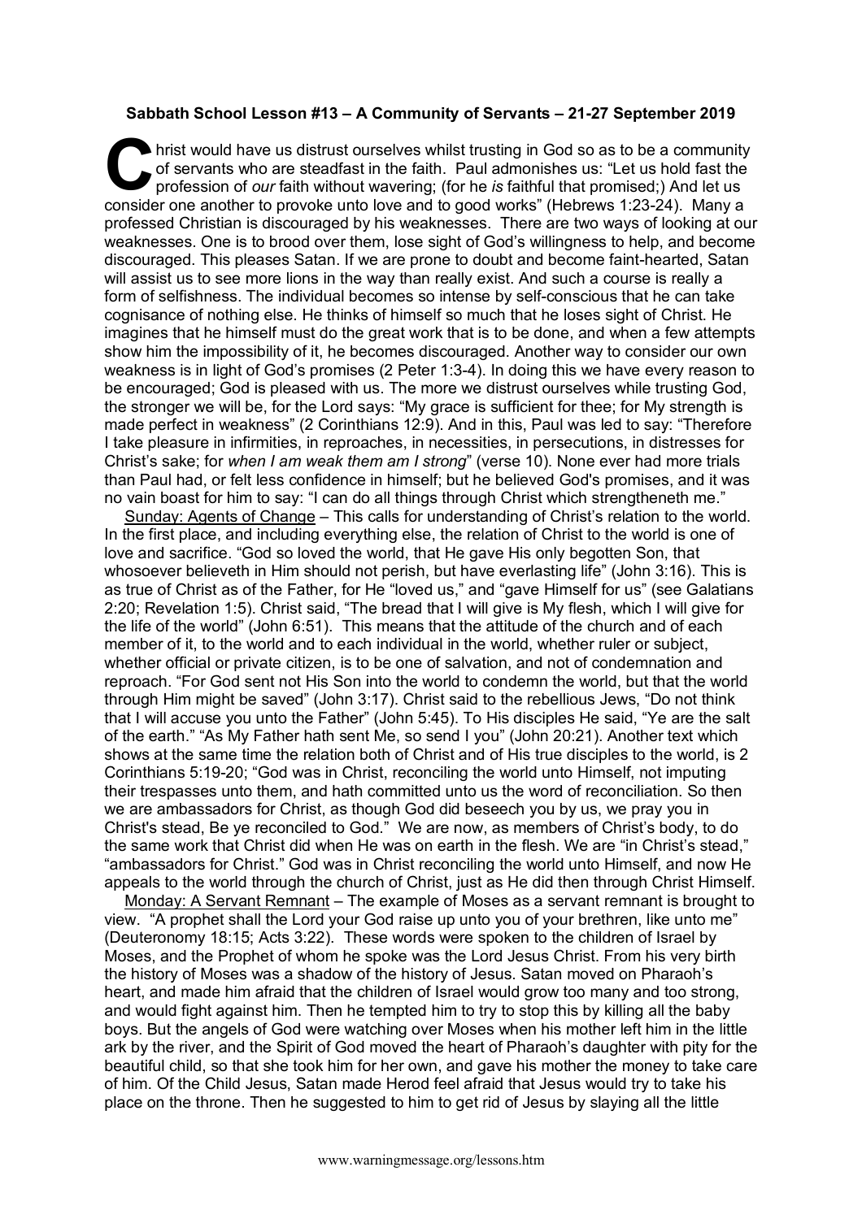**Sabbath School Lesson #13 – A Community of Servants – 21-27 September 2019**

Christ would have us distrust ourselves whilst trusting in God so as to be a community of servants who are steadfast in the faith. Paul admonishes us: "Let us hold fast the profession of *our* faith without wavering; (for he *is* faithful that promised;) And let us consider one another to provoke unto love and to good works" (Hebrews 1:23-24). Many a professed Christian is discouraged by his weaknesses. There are two ways of looking at our weaknesses. One is to brood over them, lose sight of God's willingness to help, and become discouraged. This pleases Satan. If we are prone to doubt and become faint-hearted, Satan will assist us to see more lions in the way than really exist. And such a course is really a form of selfishness. The individual becomes so intense by self-conscious that he can take cognisance of nothing else. He thinks of himself so much that he loses sight of Christ. He imagines that he himself must do the great work that is to be done, and when a few attempts show him the impossibility of it, he becomes discouraged. Another way to consider our own weakness is in light of God's promises (2 Peter 1:3-4). In doing this we have every reason to be encouraged; God is pleased with us. The more we distrust ourselves while trusting God, the stronger we will be, for the Lord says: "My grace is sufficient for thee; for My strength is made perfect in weakness" (2 Corinthians 12:9). And in this, Paul was led to say: "Therefore I take pleasure in infirmities, in reproaches, in necessities, in persecutions, in distresses for Christ's sake; for *when I am weak them am I strong*" (verse 10). None ever had more trials than Paul had, or felt less confidence in himself; but he believed God's promises, and it was no vain boast for him to say: "I can do all things through Christ which strengtheneth me."

Sunday: Agents of Change – This calls for understanding of Christ's relation to the world. In the first place, and including everything else, the relation of Christ to the world is one of love and sacrifice. "God so loved the world, that He gave His only begotten Son, that whosoever believeth in Him should not perish, but have everlasting life" (John 3:16). This is as true of Christ as of the Father, for He "loved us," and "gave Himself for us" (see Galatians 2:20; Revelation 1:5). Christ said, "The bread that I will give is My flesh, which I will give for the life of the world" (John 6:51). This means that the attitude of the church and of each member of it, to the world and to each individual in the world, whether ruler or subject, whether official or private citizen, is to be one of salvation, and not of condemnation and reproach. "For God sent not His Son into the world to condemn the world, but that the world through Him might be saved" (John 3:17). Christ said to the rebellious Jews, "Do not think that I will accuse you unto the Father" (John 5:45). To His disciples He said, "Ye are the salt of the earth." "As My Father hath sent Me, so send I you" (John 20:21). Another text which shows at the same time the relation both of Christ and of His true disciples to the world, is 2 Corinthians 5:19-20; "God was in Christ, reconciling the world unto Himself, not imputing their trespasses unto them, and hath committed unto us the word of reconciliation. So then we are ambassadors for Christ, as though God did beseech you by us, we pray you in Christ's stead, Be ye reconciled to God." We are now, as members of Christ's body, to do the same work that Christ did when He was on earth in the flesh. We are "in Christ's stead," "ambassadors for Christ." God was in Christ reconciling the world unto Himself, and now He appeals to the world through the church of Christ, just as He did then through Christ Himself.

Monday: A Servant Remnant – The example of Moses as a servant remnant is brought to view. "A prophet shall the Lord your God raise up unto you of your brethren, like unto me" (Deuteronomy 18:15; Acts 3:22). These words were spoken to the children of Israel by Moses, and the Prophet of whom he spoke was the Lord Jesus Christ. From his very birth the history of Moses was a shadow of the history of Jesus. Satan moved on Pharaoh's heart, and made him afraid that the children of Israel would grow too many and too strong, and would fight against him. Then he tempted him to try to stop this by killing all the baby boys. But the angels of God were watching over Moses when his mother left him in the little ark by the river, and the Spirit of God moved the heart of Pharaoh's daughter with pity for the beautiful child, so that she took him for her own, and gave his mother the money to take care of him. Of the Child Jesus, Satan made Herod feel afraid that Jesus would try to take his place on the throne. Then he suggested to him to get rid of Jesus by slaying all the little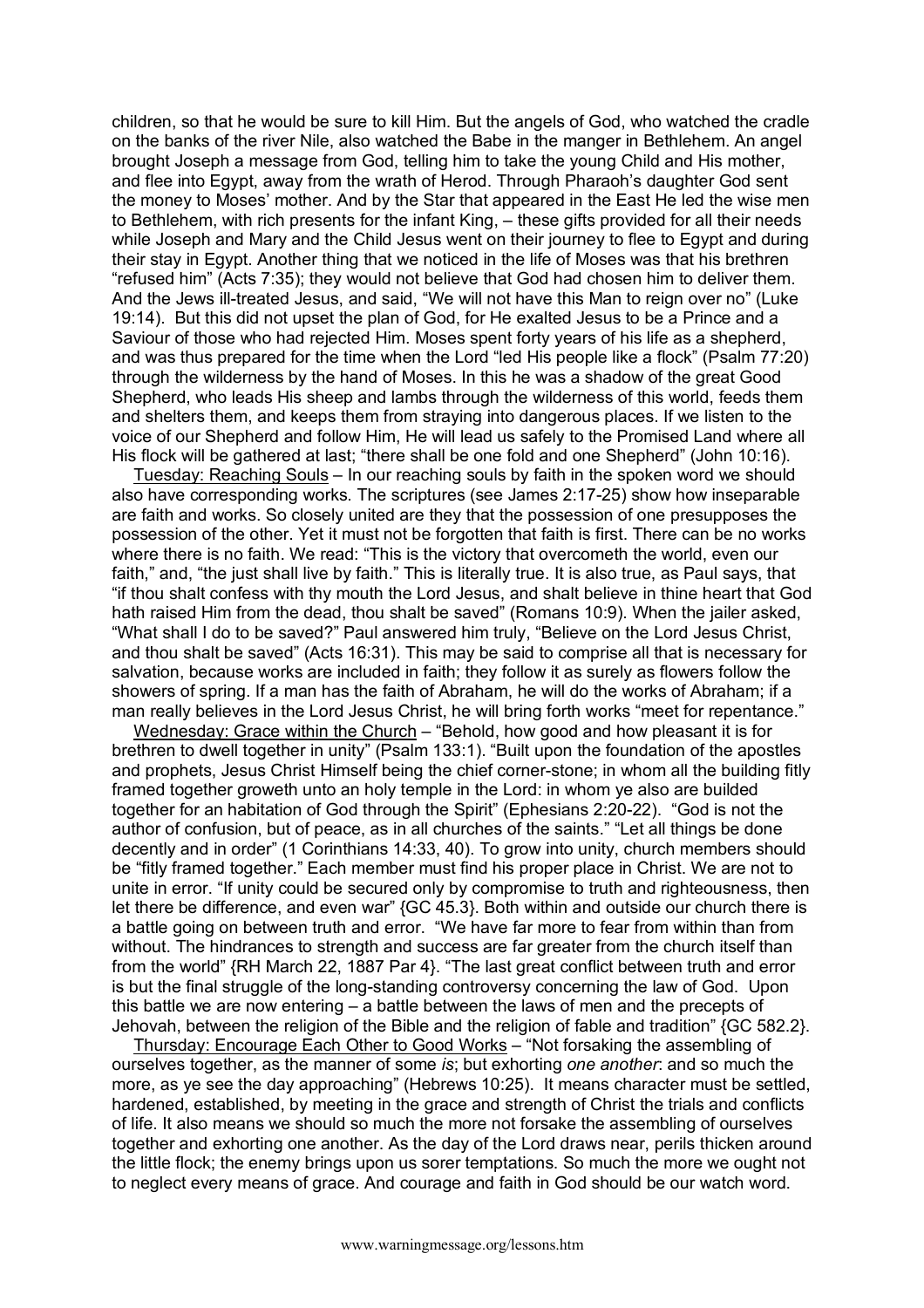children, so that he would be sure to kill Him. But the angels of God, who watched the cradle on the banks of the river Nile, also watched the Babe in the manger in Bethlehem. An angel brought Joseph a message from God, telling him to take the young Child and His mother, and flee into Egypt, away from the wrath of Herod. Through Pharaoh's daughter God sent the money to Moses' mother. And by the Star that appeared in the East He led the wise men to Bethlehem, with rich presents for the infant King, – these gifts provided for all their needs while Joseph and Mary and the Child Jesus went on their journey to flee to Egypt and during their stay in Egypt. Another thing that we noticed in the life of Moses was that his brethren "refused him" (Acts 7:35); they would not believe that God had chosen him to deliver them. And the Jews ill-treated Jesus, and said, "We will not have this Man to reign over no" (Luke 19:14). But this did not upset the plan of God, for He exalted Jesus to be a Prince and a Saviour of those who had rejected Him. Moses spent forty years of his life as a shepherd, and was thus prepared for the time when the Lord "led His people like a flock" (Psalm 77:20) through the wilderness by the hand of Moses. In this he was a shadow of the great Good Shepherd, who leads His sheep and lambs through the wilderness of this world, feeds them and shelters them, and keeps them from straying into dangerous places. If we listen to the voice of our Shepherd and follow Him, He will lead us safely to the Promised Land where all His flock will be gathered at last; "there shall be one fold and one Shepherd" (John 10:16).

<u>Tuesday: Reaching Souls</u> – In our reaching souls by faith in the spoken word we should also have corresponding works. The scriptures (see James 2:17-25) show how inseparable are faith and works. So closely united are they that the possession of one presupposes the possession of the other. Yet it must not be forgotten that faith is first. There can be no works where there is no faith. We read: "This is the victory that overcometh the world, even our faith," and, "the just shall live by faith." This is literally true. It is also true, as Paul says, that "if thou shalt confess with thy mouth the Lord Jesus, and shalt believe in thine heart that God hath raised Him from the dead, thou shalt be saved" (Romans 10:9). When the jailer asked, "What shall I do to be saved?" Paul answered him truly, "Believe on the Lord Jesus Christ, and thou shalt be saved" (Acts 16:31). This may be said to comprise all that is necessary for salvation, because works are included in faith; they follow it as surely as flowers follow the showers of spring. If a man has the faith of Abraham, he will do the works of Abraham; if a man really believes in the Lord Jesus Christ, he will bring forth works "meet for repentance."

<u>Wednesday: Grace within the Church</u> – "Behold, how good and how pleasant it is for brethren to dwell together in unity" (Psalm 133:1). "Built upon the foundation of the apostles and prophets, Jesus Christ Himself being the chief corner-stone; in whom all the building fitly framed together groweth unto an holy temple in the Lord: in whom ye also are builded together for an habitation of God through the Spirit" (Ephesians 2:20-22). "God is not the author of confusion, but of peace, as in all churches of the saints." "Let all things be done decently and in order" (1 Corinthians 14:33, 40). To grow into unity, church members should be "fitly framed together." Each member must find his proper place in Christ. We are not to unite in error. "If unity could be secured only by compromise to truth and righteousness, then let there be difference, and even war" {GC 45.3}. Both within and outside our church there is a battle going on between truth and error. "We have far more to fear from within than from without. The hindrances to strength and success are far greater from the church itself than from the world" {RH March 22, 1887 Par 4}. "The last great conflict between truth and error is but the final struggle of the long-standing controversy concerning the law of God. Upon this battle we are now entering – a battle between the laws of men and the precepts of Jehovah, between the religion of the Bible and the religion of fable and tradition" {GC 582.2}.

<u>Thursday: Encourage Each Other to Good Works</u> – "Not forsaking the assembling of ourselves together, as the manner of some *is*; but exhorting *one another*: and so much the more, as ye see the day approaching" (Hebrews 10:25). It means character must be settled, hardened, established, by meeting in the grace and strength of Christ the trials and conflicts of life. It also means we should so much the more not forsake the assembling of ourselves together and exhorting one another. As the day of the Lord draws near, perils thicken around the little flock; the enemy brings upon us sorer temptations. So much the more we ought not to neglect every means of grace. And courage and faith in God should be our watch word.